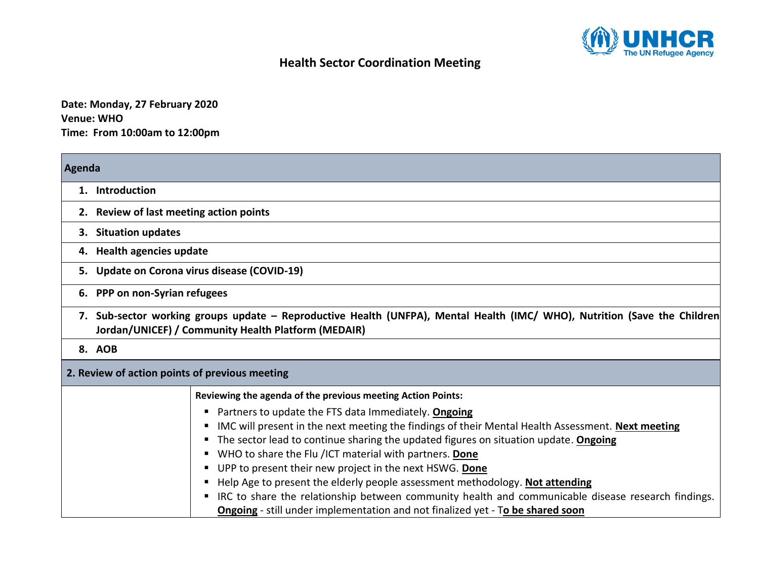# Health Sector Coordination Meeting

**Date: Monday, 27 February 2020**
**Venue: WHO**
**Time: From 10:00am to 12:00pm**

| **Agenda** |
|---|
| **1. Introduction** |
| **2. Review of last meeting action points** |
| **3. Situation updates** |
| **4. Health agencies update** |
| **5. Update on Corona virus disease (COVID-19)** |
| **6. PPP on non-Syrian refugees** |
| **7. Sub-sector working groups update – Reproductive Health (UNFPA), Mental Health (IMC/ WHO), Nutrition (Save the Children Jordan/UNICEF) / Community Health Platform (MEDAIR)** |
| **8. AOB** |

| **2. Review of action points of previous meeting** | |
|---|---|
| | **Reviewing the agenda of the previous meeting Action Points:**<br>▪ Partners to update the FTS data Immediately. **Ongoing**<br>▪ IMC will present in the next meeting the findings of their Mental Health Assessment. **Next meeting**<br>▪ The sector lead to continue sharing the updated figures on situation update. **Ongoing**<br>▪ WHO to share the Flu /ICT material with partners. **Done**<br>▪ UPP to present their new project in the next HSWG. **Done**<br>▪ Help Age to present the elderly people assessment methodology. **Not attending**<br>▪ IRC to share the relationship between community health and communicable disease research findings. **Ongoing** - still under implementation and not finalized yet - T**o be shared soon** |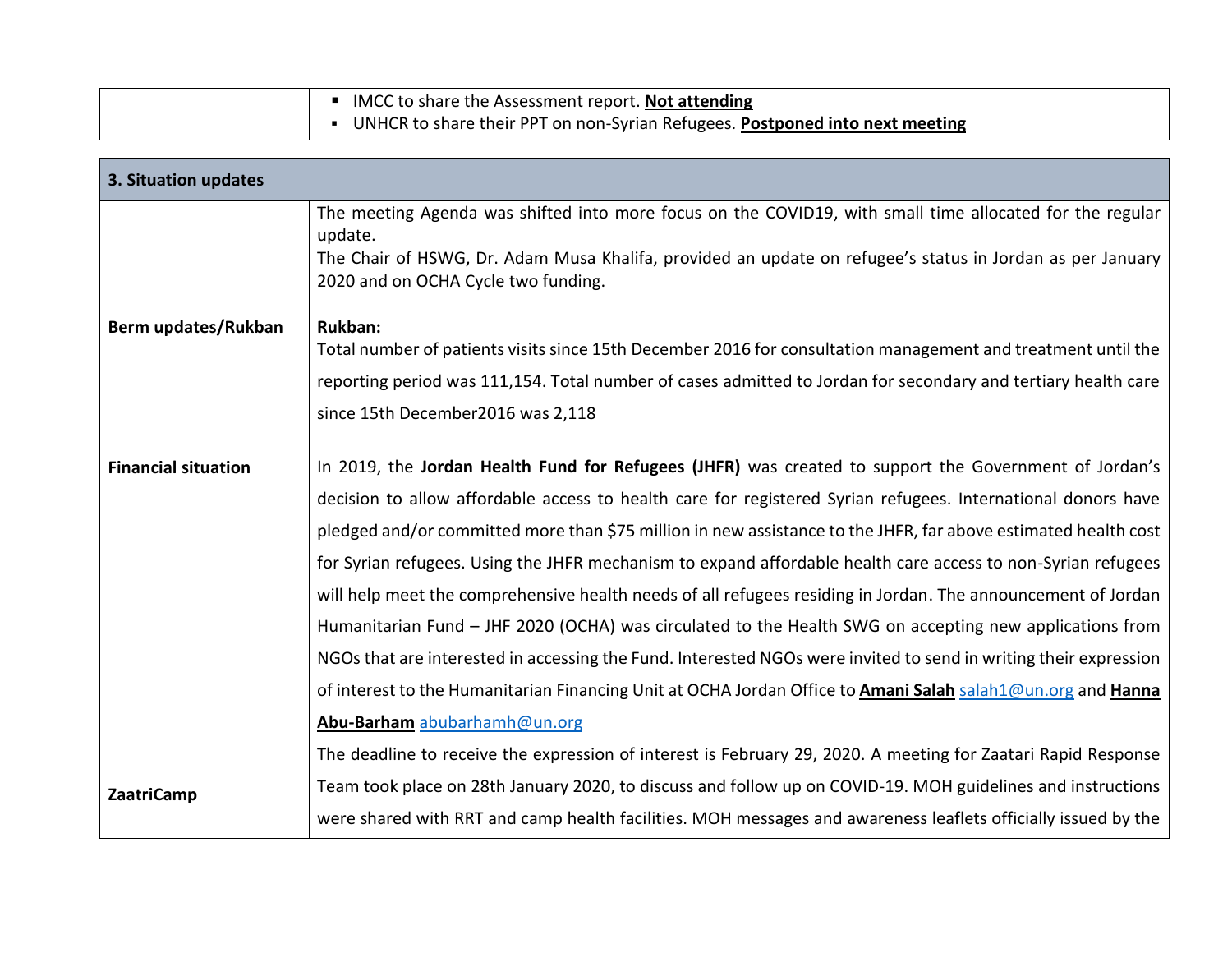| | |
|---|---|
| | ▪ IMCC to share the Assessment report. **Not attending**<br>▪ UNHCR to share their PPT on non-Syrian Refugees. **Postponed into next meeting** |

| **3. Situation updates** | |
|---|---|
| | The meeting Agenda was shifted into more focus on the COVID19, with small time allocated for the regular update.<br>The Chair of HSWG, Dr. Adam Musa Khalifa, provided an update on refugee's status in Jordan as per January 2020 and on OCHA Cycle two funding. |
| **Berm updates/Rukban** | **Rukban:**<br>Total number of patients visits since 15th December 2016 for consultation management and treatment until the reporting period was 111,154. Total number of cases admitted to Jordan for secondary and tertiary health care since 15th December2016 was 2,118 |
| **Financial situation** | In 2019, the **Jordan Health Fund for Refugees (JHFR)** was created to support the Government of Jordan's decision to allow affordable access to health care for registered Syrian refugees. International donors have pledged and/or committed more than $75 million in new assistance to the JHFR, far above estimated health cost for Syrian refugees. Using the JHFR mechanism to expand affordable health care access to non-Syrian refugees will help meet the comprehensive health needs of all refugees residing in Jordan. The announcement of Jordan Humanitarian Fund – JHF 2020 (OCHA) was circulated to the Health SWG on accepting new applications from NGOs that are interested in accessing the Fund. Interested NGOs were invited to send in writing their expression of interest to the Humanitarian Financing Unit at OCHA Jordan Office to **Amani Salah** salah1@un.org and **Hanna Abu-Barham** abubarhamh@un.org<br>The deadline to receive the expression of interest is February 29, 2020. |
| **ZaatriCamp** | A meeting for Zaatari Rapid Response Team took place on 28th January 2020, to discuss and follow up on COVID-19. MOH guidelines and instructions were shared with RRT and camp health facilities. MOH messages and awareness leaflets officially issued by the |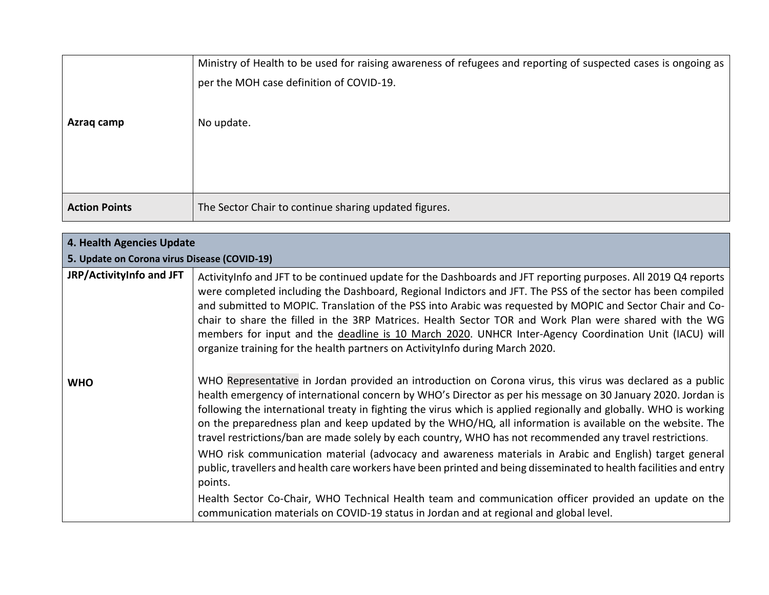| | |
|---|---|
| | Ministry of Health to be used for raising awareness of refugees and reporting of suspected cases is ongoing as per the MOH case definition of COVID-19. |
| **Azraq camp** | No update. |
| **Action Points** | The Sector Chair to continue sharing updated figures. |

| **4. Health Agencies Update**<br>**5. Update on Corona virus Disease (COVID-19)** | |
|---|---|
| **JRP/ActivityInfo and JFT** | ActivityInfo and JFT to be continued update for the Dashboards and JFT reporting purposes. All 2019 Q4 reports were completed including the Dashboard, Regional Indictors and JFT. The PSS of the sector has been compiled and submitted to MOPIC. Translation of the PSS into Arabic was requested by MOPIC and Sector Chair and Co-chair to share the filled in the 3RP Matrices. Health Sector TOR and Work Plan were shared with the WG members for input and the deadline is 10 March 2020. UNHCR Inter-Agency Coordination Unit (IACU) will organize training for the health partners on ActivityInfo during March 2020. |
| **WHO** | WHO Representative in Jordan provided an introduction on Corona virus, this virus was declared as a public health emergency of international concern by WHO's Director as per his message on 30 January 2020. Jordan is following the international treaty in fighting the virus which is applied regionally and globally. WHO is working on the preparedness plan and keep updated by the WHO/HQ, all information is available on the website. The travel restrictions/ban are made solely by each country, WHO has not recommended any travel restrictions.<br>WHO risk communication material (advocacy and awareness materials in Arabic and English) target general public, travellers and health care workers have been printed and being disseminated to health facilities and entry points.<br>Health Sector Co-Chair, WHO Technical Health team and communication officer provided an update on the communication materials on COVID-19 status in Jordan and at regional and global level. |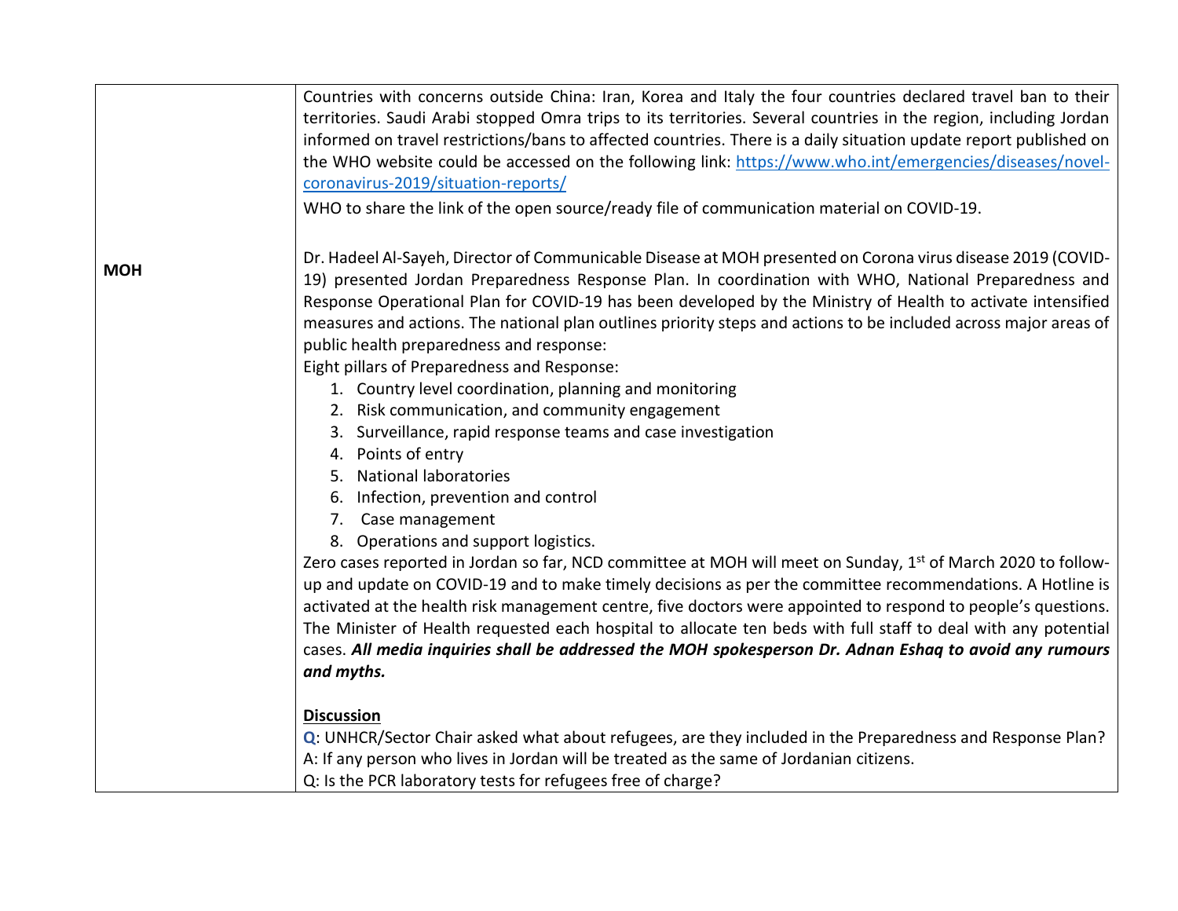| | |
|---|---|
| **MOH** | Countries with concerns outside China: Iran, Korea and Italy the four countries declared travel ban to their territories. Saudi Arabi stopped Omra trips to its territories. Several countries in the region, including Jordan informed on travel restrictions/bans to affected countries. There is a daily situation update report published on the WHO website could be accessed on the following link: [https://www.who.int/emergencies/diseases/novel-coronavirus-2019/situation-reports/](https://www.who.int/emergencies/diseases/novel-coronavirus-2019/situation-reports/) <br><br> WHO to share the link of the open source/ready file of communication material on COVID-19. <br><br> Dr. Hadeel Al-Sayeh, Director of Communicable Disease at MOH presented on Corona virus disease 2019 (COVID-19) presented Jordan Preparedness Response Plan. In coordination with WHO, National Preparedness and Response Operational Plan for COVID-19 has been developed by the Ministry of Health to activate intensified measures and actions. The national plan outlines priority steps and actions to be included across major areas of public health preparedness and response: <br> Eight pillars of Preparedness and Response: <br> 1. Country level coordination, planning and monitoring <br> 2. Risk communication, and community engagement <br> 3. Surveillance, rapid response teams and case investigation <br> 4. Points of entry <br> 5. National laboratories <br> 6. Infection, prevention and control <br> 7. Case management <br> 8. Operations and support logistics. <br> Zero cases reported in Jordan so far, NCD committee at MOH will meet on Sunday, 1st of March 2020 to follow-up and update on COVID-19 and to make timely decisions as per the committee recommendations. A Hotline is activated at the health risk management centre, five doctors were appointed to respond to people's questions. The Minister of Health requested each hospital to allocate ten beds with full staff to deal with any potential cases. ***All media inquiries shall be addressed the MOH spokesperson Dr. Adnan Eshaq to avoid any rumours and myths.*** <br><br> **Discussion** <br> **Q**: UNHCR/Sector Chair asked what about refugees, are they included in the Preparedness and Response Plan? <br> A: If any person who lives in Jordan will be treated as the same of Jordanian citizens. <br> Q: Is the PCR laboratory tests for refugees free of charge? |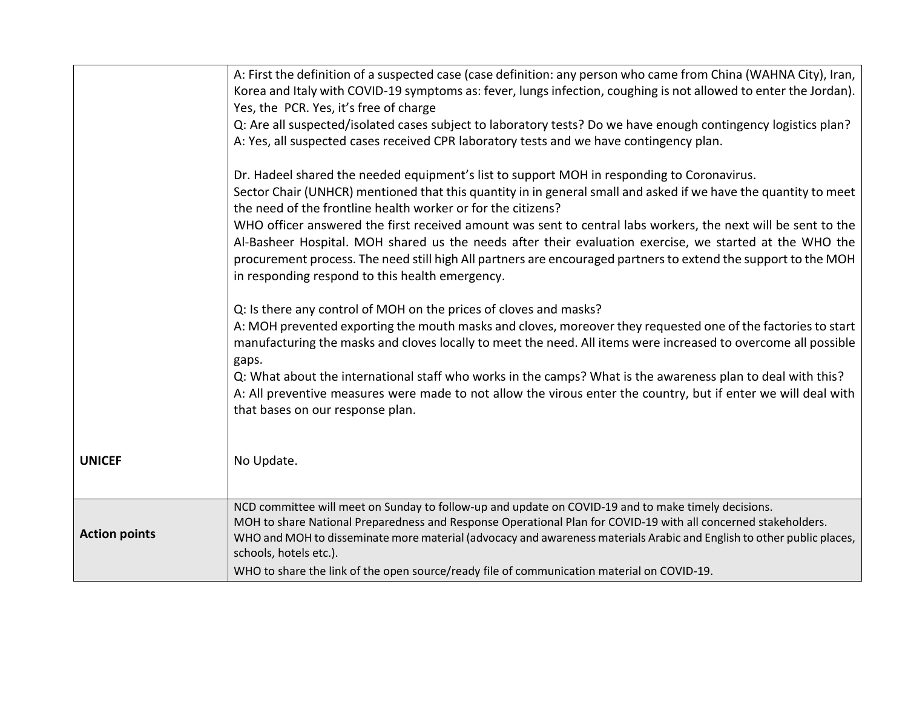| | |
|---|---|
| | A: First the definition of a suspected case (case definition: any person who came from China (WAHNA City), Iran, Korea and Italy with COVID-19 symptoms as: fever, lungs infection, coughing is not allowed to enter the Jordan). Yes, the PCR. Yes, it's free of charge<br>Q: Are all suspected/isolated cases subject to laboratory tests? Do we have enough contingency logistics plan?<br>A: Yes, all suspected cases received CPR laboratory tests and we have contingency plan.<br><br>Dr. Hadeel shared the needed equipment's list to support MOH in responding to Coronavirus.<br>Sector Chair (UNHCR) mentioned that this quantity in in general small and asked if we have the quantity to meet the need of the frontline health worker or for the citizens?<br>WHO officer answered the first received amount was sent to central labs workers, the next will be sent to the Al-Basheer Hospital. MOH shared us the needs after their evaluation exercise, we started at the WHO the procurement process. The need still high All partners are encouraged partners to extend the support to the MOH in responding respond to this health emergency.<br><br>Q: Is there any control of MOH on the prices of cloves and masks?<br>A: MOH prevented exporting the mouth masks and cloves, moreover they requested one of the factories to start manufacturing the masks and cloves locally to meet the need. All items were increased to overcome all possible gaps.<br>Q: What about the international staff who works in the camps? What is the awareness plan to deal with this?<br>A: All preventive measures were made to not allow the virous enter the country, but if enter we will deal with that bases on our response plan. |
| **UNICEF** | No Update. |
| **Action points** | NCD committee will meet on Sunday to follow-up and update on COVID-19 and to make timely decisions.<br>MOH to share National Preparedness and Response Operational Plan for COVID-19 with all concerned stakeholders.<br>WHO and MOH to disseminate more material (advocacy and awareness materials Arabic and English to other public places, schools, hotels etc.).<br>WHO to share the link of the open source/ready file of communication material on COVID-19. |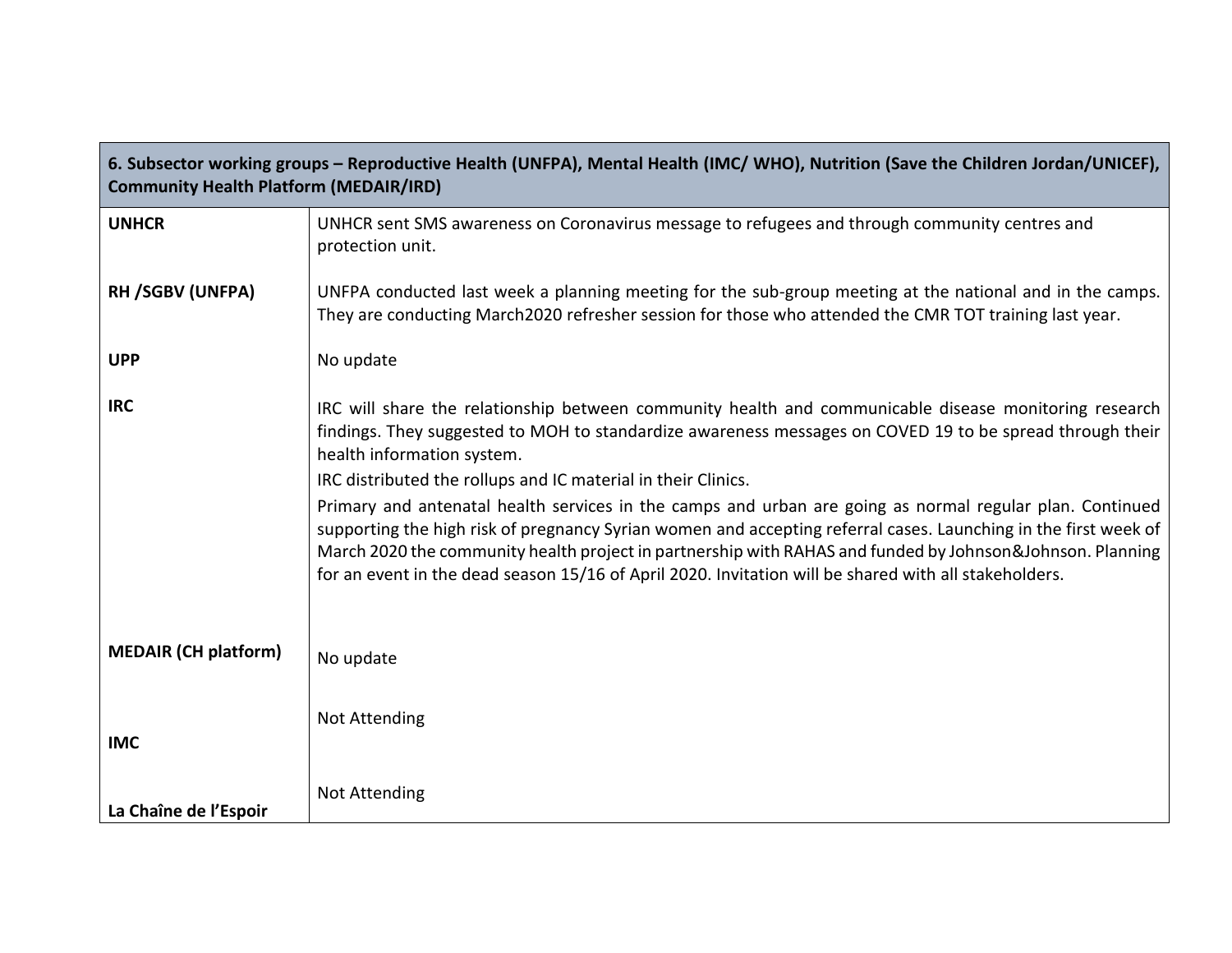| 6. Subsector working groups – Reproductive Health (UNFPA), Mental Health (IMC/ WHO), Nutrition (Save the Children Jordan/UNICEF), Community Health Platform (MEDAIR/IRD) | |
|---|---|
| **UNHCR** | UNHCR sent SMS awareness on Coronavirus message to refugees and through community centres and protection unit. |
| **RH /SGBV (UNFPA)** | UNFPA conducted last week a planning meeting for the sub-group meeting at the national and in the camps. They are conducting March2020 refresher session for those who attended the CMR TOT training last year. |
| **UPP** | No update |
| **IRC** | IRC will share the relationship between community health and communicable disease monitoring research findings. They suggested to MOH to standardize awareness messages on COVED 19 to be spread through their health information system.<br>IRC distributed the rollups and IC material in their Clinics.<br>Primary and antenatal health services in the camps and urban are going as normal regular plan. Continued supporting the high risk of pregnancy Syrian women and accepting referral cases. Launching in the first week of March 2020 the community health project in partnership with RAHAS and funded by Johnson&Johnson. Planning for an event in the dead season 15/16 of April 2020. Invitation will be shared with all stakeholders. |
| **MEDAIR (CH platform)** | No update |
| **IMC** | Not Attending |
| **La Chaîne de l'Espoir** | Not Attending |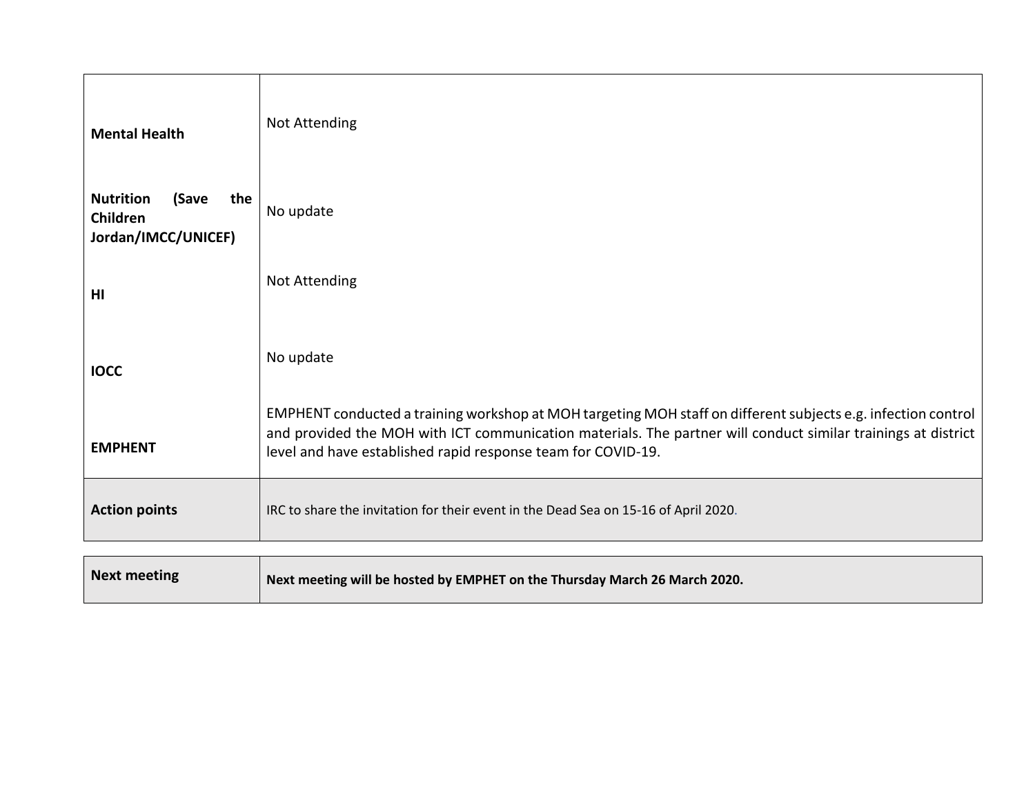| | |
|---|---|
| **Mental Health** | Not Attending |
| **Nutrition (Save the Children Jordan/IMCC/UNICEF)** | No update |
| **HI** | Not Attending |
| **IOCC** | No update |
| **EMPHENT** | EMPHENT conducted a training workshop at MOH targeting MOH staff on different subjects e.g. infection control and provided the MOH with ICT communication materials. The partner will conduct similar trainings at district level and have established rapid response team for COVID-19. |
| **Action points** | IRC to share the invitation for their event in the Dead Sea on 15-16 of April 2020. |

| | |
|---|---|
| **Next meeting** | **Next meeting will be hosted by EMPHET on the Thursday March 26 March 2020.** |